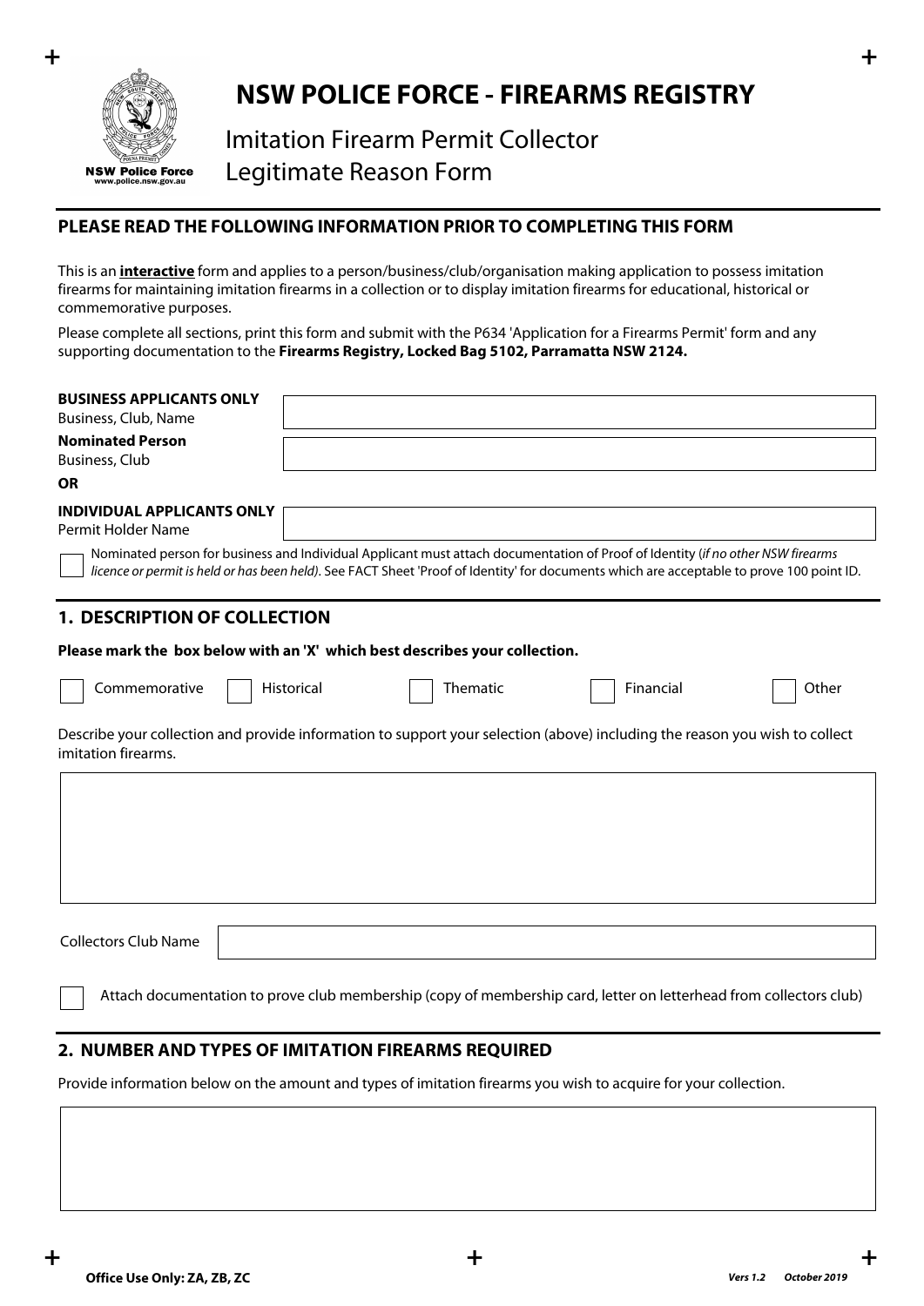# NSW POLICE FORCE - FIREARMS REGISTRY

## Imitation Firearm Permit Collector Legitimate Reason Form

NSW Police Force
www.police.nsw.gov.au

### PLEASE READ THE FOLLOWING INFORMATION PRIOR TO COMPLETING THIS FORM

This is an **interactive** form and applies to a person/business/club/organisation making application to possess imitation firearms for maintaining imitation firearms in a collection or to display imitation firearms for educational, historical or commemorative purposes.

Please complete all sections, print this form and submit with the P634 'Application for a Firearms Permit' form and any supporting documentation to the **Firearms Registry, Locked Bag 5102, Parramatta NSW 2124.**

**BUSINESS APPLICANTS ONLY**
Business, Club, Name

**Nominated Person**
Business, Club

**OR**

**INDIVIDUAL APPLICANTS ONLY**
Permit Holder Name

☐ Nominated person for business and Individual Applicant must attach documentation of Proof of Identity (*if no other NSW firearms licence or permit is held or has been held*). See FACT Sheet 'Proof of Identity' for documents which are acceptable to prove 100 point ID.

### 1. DESCRIPTION OF COLLECTION

**Please mark the box below with an 'X' which best describes your collection.**

☐ Commemorative ☐ Historical ☐ Thematic ☐ Financial ☐ Other

Describe your collection and provide information to support your selection (above) including the reason you wish to collect imitation firearms.

Collectors Club Name

☐ Attach documentation to prove club membership (copy of membership card, letter on letterhead from collectors club)

### 2. NUMBER AND TYPES OF IMITATION FIREARMS REQUIRED

Provide information below on the amount and types of imitation firearms you wish to acquire for your collection.

Office Use Only: ZA, ZB, ZC

*Vers 1.2 October 2019*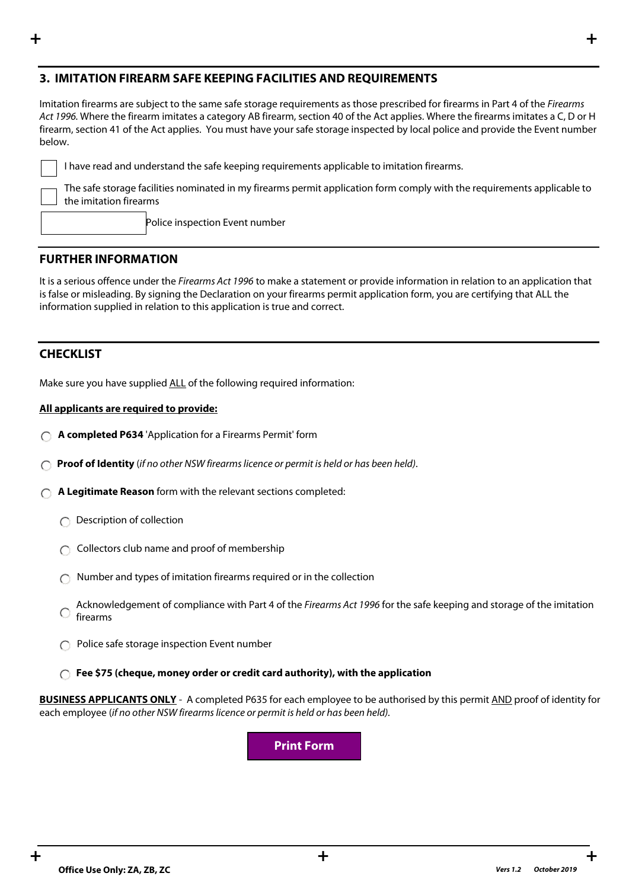## 3. IMITATION FIREARM SAFE KEEPING FACILITIES AND REQUIREMENTS

Imitation firearms are subject to the same safe storage requirements as those prescribed for firearms in Part 4 of the *Firearms Act 1996*. Where the firearm imitates a category AB firearm, section 40 of the Act applies. Where the firearms imitates a C, D or H firearm, section 41 of the Act applies. You must have your safe storage inspected by local police and provide the Event number below.

☐ I have read and understand the safe keeping requirements applicable to imitation firearms.

☐ The safe storage facilities nominated in my firearms permit application form comply with the requirements applicable to the imitation firearms

[ ] Police inspection Event number

## FURTHER INFORMATION

It is a serious offence under the *Firearms Act 1996* to make a statement or provide information in relation to an application that is false or misleading. By signing the Declaration on your firearms permit application form, you are certifying that ALL the information supplied in relation to this application is true and correct.

## CHECKLIST

Make sure you have supplied ALL of the following required information:

**All applicants are required to provide:**

- **A completed P634** 'Application for a Firearms Permit' form
- **Proof of Identity** (*if no other NSW firearms licence or permit is held or has been held)*.
- **A Legitimate Reason** form with the relevant sections completed:
  - Description of collection
  - Collectors club name and proof of membership
  - Number and types of imitation firearms required or in the collection
  - Acknowledgement of compliance with Part 4 of the *Firearms Act 1996* for the safe keeping and storage of the imitation firearms
  - Police safe storage inspection Event number
  - **Fee $75 (cheque, money order or credit card authority), with the application**

**BUSINESS APPLICANTS ONLY** - A completed P635 for each employee to be authorised by this permit AND proof of identity for each employee (*if no other NSW firearms licence or permit is held or has been held).*

**Print Form**

**Office Use Only: ZA, ZB, ZC**

*Vers 1.2 October 2019*